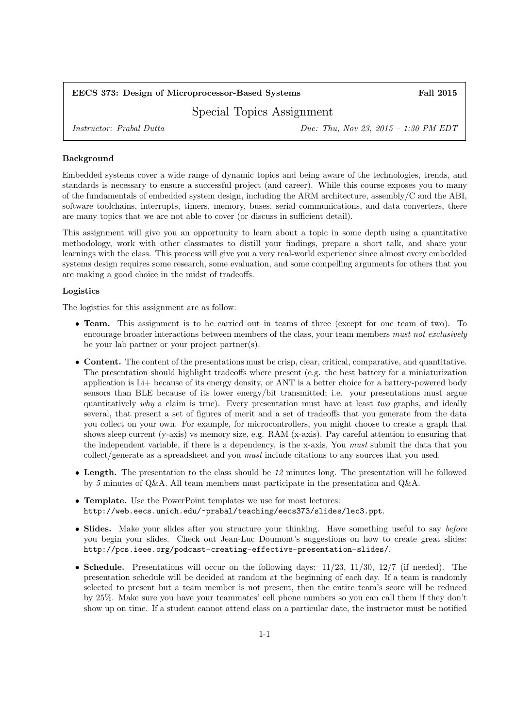**EECS 373: Design of Microprocessor-Based Systems** **Fall 2015**

# Special Topics Assignment

*Instructor: Prabal Dutta* *Due: Thu, Nov 23, 2015 – 1:30 PM EDT*

### Background

Embedded systems cover a wide range of dynamic topics and being aware of the technologies, trends, and standards is necessary to ensure a successful project (and career). While this course exposes you to many of the fundamentals of embedded system design, including the ARM architecture, assembly/C and the ABI, software toolchains, interrupts, timers, memory, buses, serial communications, and data converters, there are many topics that we are not able to cover (or discuss in sufficient detail).

This assignment will give you an opportunity to learn about a topic in some depth using a quantitative methodology, work with other classmates to distill your findings, prepare a short talk, and share your learnings with the class. This process will give you a very real-world experience since almost every embedded systems design requires some research, some evaluation, and some compelling arguments for others that you are making a good choice in the midst of tradeoffs.

### Logistics

The logistics for this assignment are as follow:

- **Team.** This assignment is to be carried out in teams of three (except for one team of two). To encourage broader interactions between members of the class, your team members *must not exclusively* be your lab partner or your project partner(s).

- **Content.** The content of the presentations must be crisp, clear, critical, comparative, and quantitative. The presentation should highlight tradeoffs where present (e.g. the best battery for a miniaturization application is Li+ because of its energy density, or ANT is a better choice for a battery-powered body sensors than BLE because of its lower energy/bit transmitted; i.e. your presentations must argue quantitatively *why* a claim is true). Every presentation must have at least *two* graphs, and ideally several, that present a set of figures of merit and a set of tradeoffs that you generate from the data you collect on your own. For example, for microcontrollers, you might choose to create a graph that shows sleep current (y-axis) vs memory size, e.g. RAM (x-axis). Pay careful attention to ensuring that the independent variable, if there is a dependency, is the x-axis, You *must* submit the data that you collect/generate as a spreadsheet and you *must* include citations to any sources that you used.

- **Length.** The presentation to the class should be *12* minutes long. The presentation will be followed by *5* minutes of Q&A. All team members must participate in the presentation and Q&A.

- **Template.** Use the PowerPoint templates we use for most lectures: `http://web.eecs.umich.edu/~prabal/teaching/eecs373/slides/lec3.ppt`.

- **Slides.** Make your slides after you structure your thinking. Have something useful to say *before* you begin your slides. Check out Jean-Luc Doumont's suggestions on how to create great slides: `http://pcs.ieee.org/podcast-creating-effective-presentation-slides/`.

- **Schedule.** Presentations will occur on the following days: 11/23, 11/30, 12/7 (if needed). The presentation schedule will be decided at random at the beginning of each day. If a team is randomly selected to present but a team member is not present, then the entire team's score will be reduced by 25%. Make sure you have your teammates' cell phone numbers so you can call them if they don't show up on time. If a student cannot attend class on a particular date, the instructor must be notified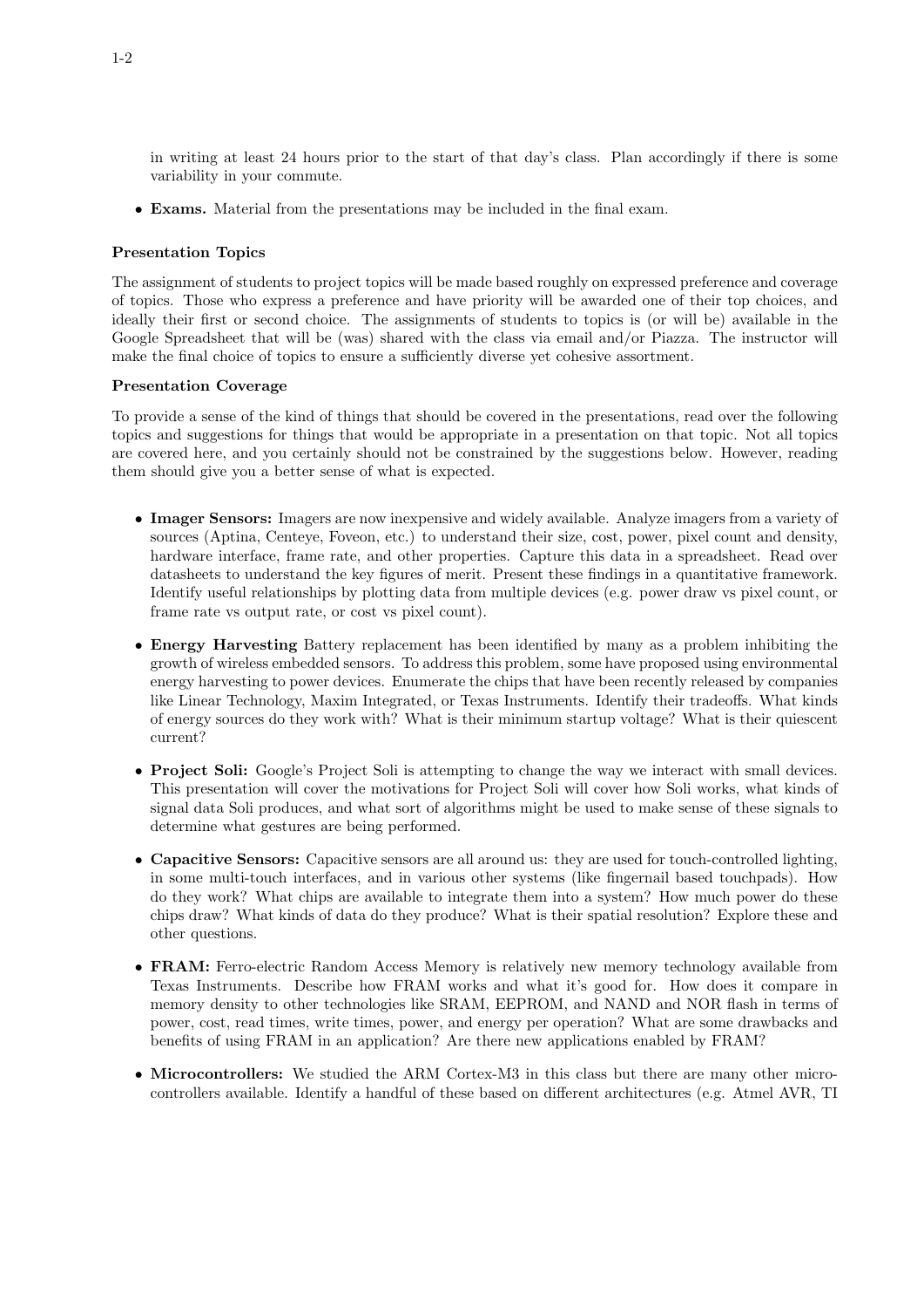in writing at least 24 hours prior to the start of that day's class. Plan accordingly if there is some variability in your commute.

- **Exams.** Material from the presentations may be included in the final exam.

**Presentation Topics**

The assignment of students to project topics will be made based roughly on expressed preference and coverage of topics. Those who express a preference and have priority will be awarded one of their top choices, and ideally their first or second choice. The assignments of students to topics is (or will be) available in the Google Spreadsheet that will be (was) shared with the class via email and/or Piazza. The instructor will make the final choice of topics to ensure a sufficiently diverse yet cohesive assortment.

**Presentation Coverage**

To provide a sense of the kind of things that should be covered in the presentations, read over the following topics and suggestions for things that would be appropriate in a presentation on that topic. Not all topics are covered here, and you certainly should not be constrained by the suggestions below. However, reading them should give you a better sense of what is expected.

- **Imager Sensors:** Imagers are now inexpensive and widely available. Analyze imagers from a variety of sources (Aptina, Centeye, Foveon, etc.) to understand their size, cost, power, pixel count and density, hardware interface, frame rate, and other properties. Capture this data in a spreadsheet. Read over datasheets to understand the key figures of merit. Present these findings in a quantitative framework. Identify useful relationships by plotting data from multiple devices (e.g. power draw vs pixel count, or frame rate vs output rate, or cost vs pixel count).

- **Energy Harvesting** Battery replacement has been identified by many as a problem inhibiting the growth of wireless embedded sensors. To address this problem, some have proposed using environmental energy harvesting to power devices. Enumerate the chips that have been recently released by companies like Linear Technology, Maxim Integrated, or Texas Instruments. Identify their tradeoffs. What kinds of energy sources do they work with? What is their minimum startup voltage? What is their quiescent current?

- **Project Soli:** Google's Project Soli is attempting to change the way we interact with small devices. This presentation will cover the motivations for Project Soli will cover how Soli works, what kinds of signal data Soli produces, and what sort of algorithms might be used to make sense of these signals to determine what gestures are being performed.

- **Capacitive Sensors:** Capacitive sensors are all around us: they are used for touch-controlled lighting, in some multi-touch interfaces, and in various other systems (like fingernail based touchpads). How do they work? What chips are available to integrate them into a system? How much power do these chips draw? What kinds of data do they produce? What is their spatial resolution? Explore these and other questions.

- **FRAM:** Ferro-electric Random Access Memory is relatively new memory technology available from Texas Instruments. Describe how FRAM works and what it's good for. How does it compare in memory density to other technologies like SRAM, EEPROM, and NAND and NOR flash in terms of power, cost, read times, write times, power, and energy per operation? What are some drawbacks and benefits of using FRAM in an application? Are there new applications enabled by FRAM?

- **Microcontrollers:** We studied the ARM Cortex-M3 in this class but there are many other microcontrollers available. Identify a handful of these based on different architectures (e.g. Atmel AVR, TI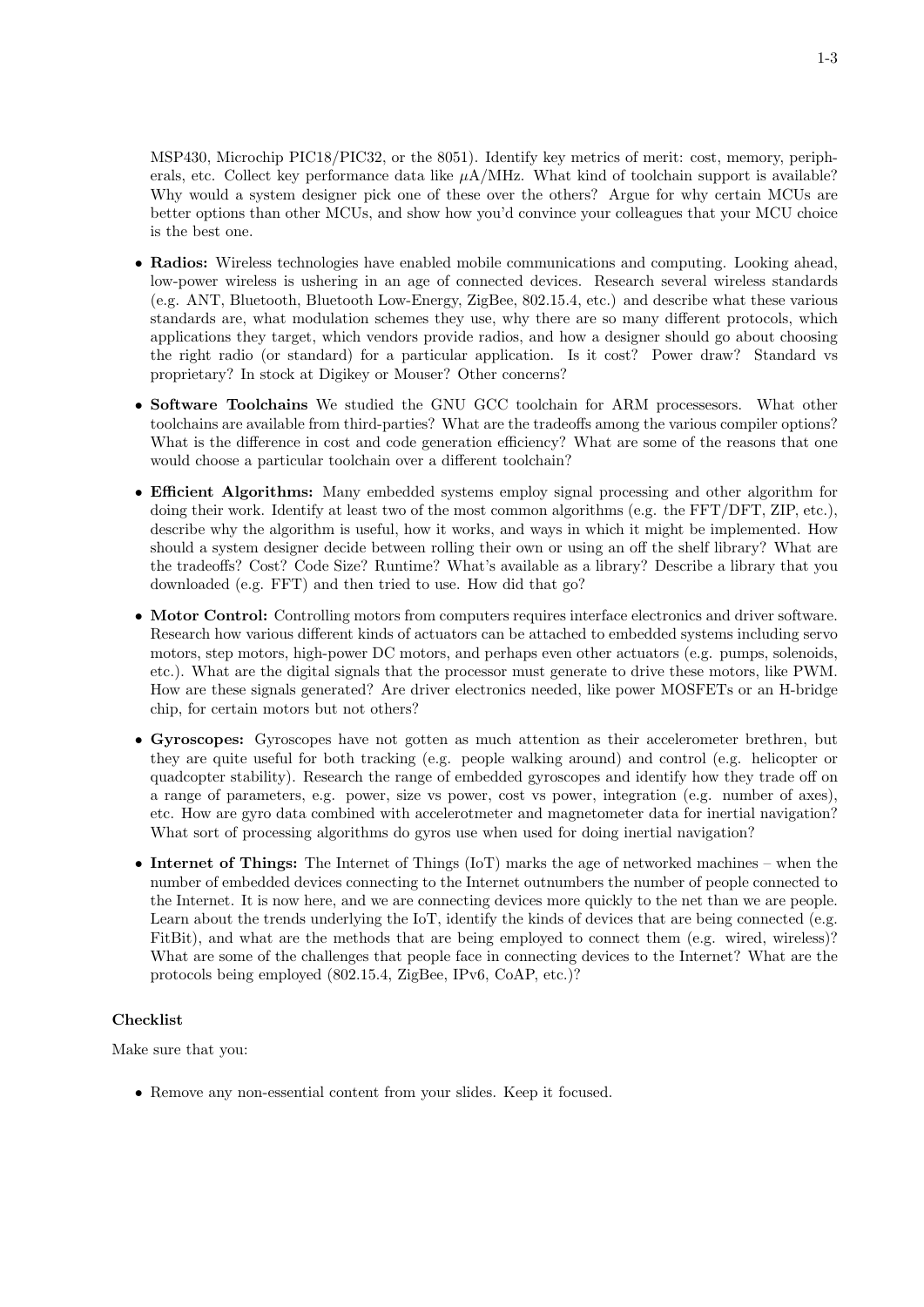MSP430, Microchip PIC18/PIC32, or the 8051). Identify key metrics of merit: cost, memory, peripherals, etc. Collect key performance data like $\mu$A/MHz. What kind of toolchain support is available? Why would a system designer pick one of these over the others? Argue for why certain MCUs are better options than other MCUs, and show how you'd convince your colleagues that your MCU choice is the best one.

- **Radios:** Wireless technologies have enabled mobile communications and computing. Looking ahead, low-power wireless is ushering in an age of connected devices. Research several wireless standards (e.g. ANT, Bluetooth, Bluetooth Low-Energy, ZigBee, 802.15.4, etc.) and describe what these various standards are, what modulation schemes they use, why there are so many different protocols, which applications they target, which vendors provide radios, and how a designer should go about choosing the right radio (or standard) for a particular application. Is it cost? Power draw? Standard vs proprietary? In stock at Digikey or Mouser? Other concerns?
- **Software Toolchains** We studied the GNU GCC toolchain for ARM processesors. What other toolchains are available from third-parties? What are the tradeoffs among the various compiler options? What is the difference in cost and code generation efficiency? What are some of the reasons that one would choose a particular toolchain over a different toolchain?
- **Efficient Algorithms:** Many embedded systems employ signal processing and other algorithm for doing their work. Identify at least two of the most common algorithms (e.g. the FFT/DFT, ZIP, etc.), describe why the algorithm is useful, how it works, and ways in which it might be implemented. How should a system designer decide between rolling their own or using an off the shelf library? What are the tradeoffs? Cost? Code Size? Runtime? What's available as a library? Describe a library that you downloaded (e.g. FFT) and then tried to use. How did that go?
- **Motor Control:** Controlling motors from computers requires interface electronics and driver software. Research how various different kinds of actuators can be attached to embedded systems including servo motors, step motors, high-power DC motors, and perhaps even other actuators (e.g. pumps, solenoids, etc.). What are the digital signals that the processor must generate to drive these motors, like PWM. How are these signals generated? Are driver electronics needed, like power MOSFETs or an H-bridge chip, for certain motors but not others?
- **Gyroscopes:** Gyroscopes have not gotten as much attention as their accelerometer brethren, but they are quite useful for both tracking (e.g. people walking around) and control (e.g. helicopter or quadcopter stability). Research the range of embedded gyroscopes and identify how they trade off on a range of parameters, e.g. power, size vs power, cost vs power, integration (e.g. number of axes), etc. How are gyro data combined with accelerotmeter and magnetometer data for inertial navigation? What sort of processing algorithms do gyros use when used for doing inertial navigation?
- **Internet of Things:** The Internet of Things (IoT) marks the age of networked machines – when the number of embedded devices connecting to the Internet outnumbers the number of people connected to the Internet. It is now here, and we are connecting devices more quickly to the net than we are people. Learn about the trends underlying the IoT, identify the kinds of devices that are being connected (e.g. FitBit), and what are the methods that are being employed to connect them (e.g. wired, wireless)? What are some of the challenges that people face in connecting devices to the Internet? What are the protocols being employed (802.15.4, ZigBee, IPv6, CoAP, etc.)?

### Checklist

Make sure that you:

- Remove any non-essential content from your slides. Keep it focused.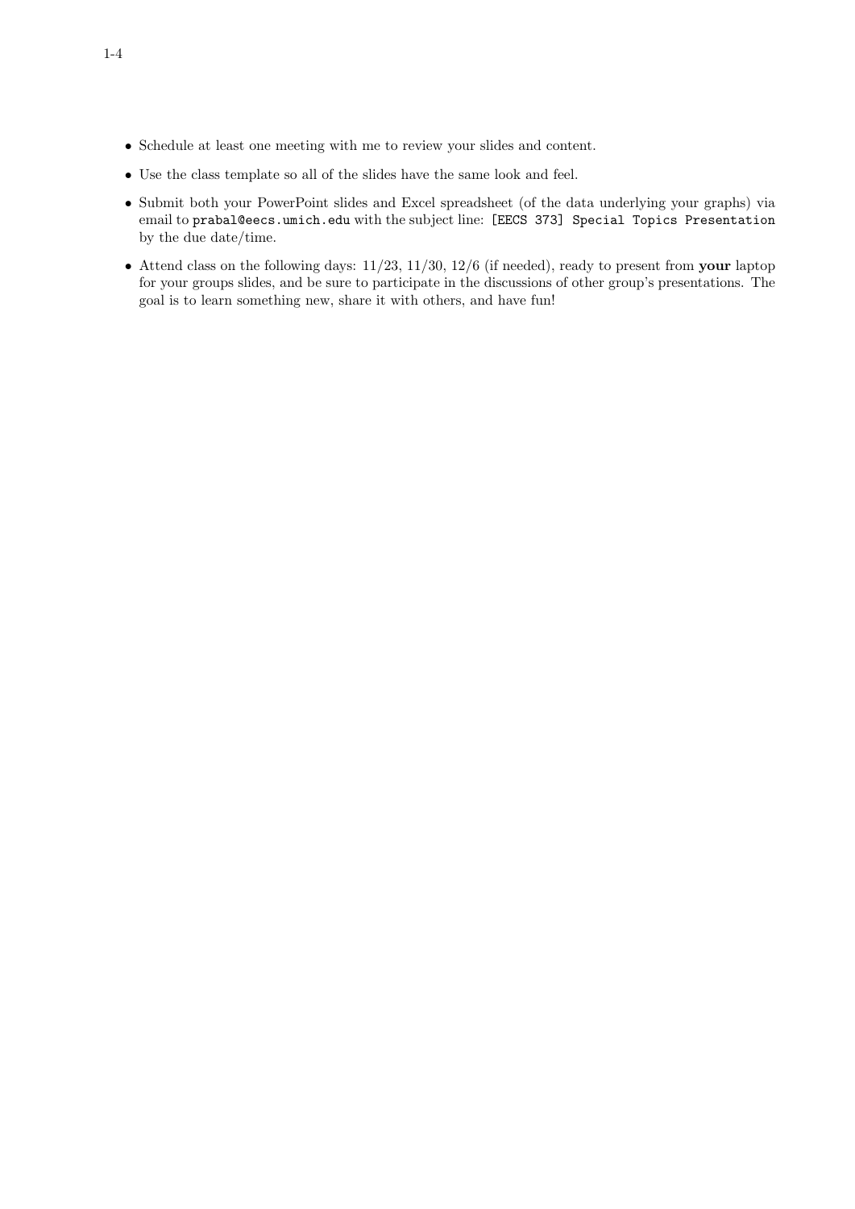- Schedule at least one meeting with me to review your slides and content.
- Use the class template so all of the slides have the same look and feel.
- Submit both your PowerPoint slides and Excel spreadsheet (of the data underlying your graphs) via email to `prabal@eecs.umich.edu` with the subject line: `[EECS 373] Special Topics Presentation` by the due date/time.
- Attend class on the following days: 11/23, 11/30, 12/6 (if needed), ready to present from **your** laptop for your groups slides, and be sure to participate in the discussions of other group's presentations. The goal is to learn something new, share it with others, and have fun!